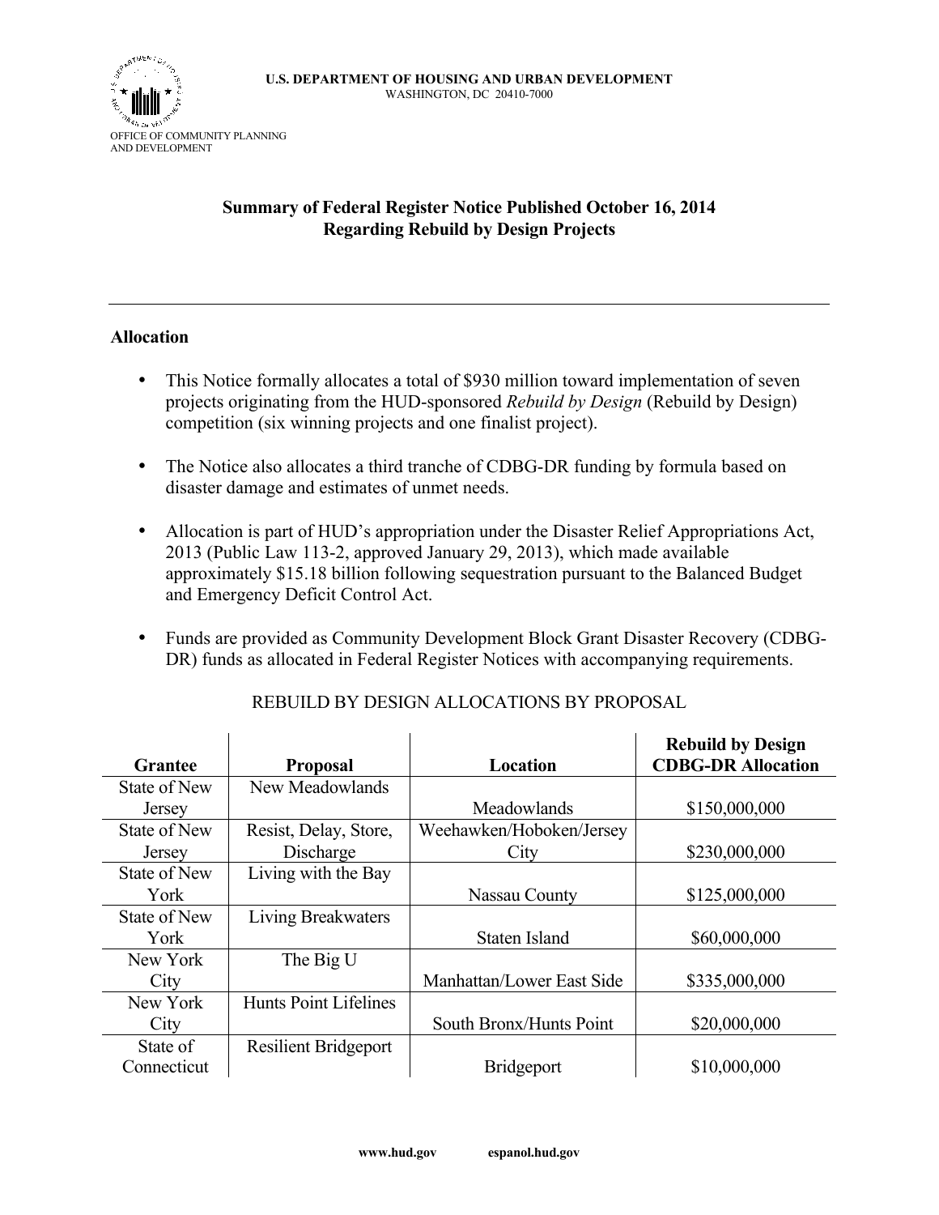U.S. DEPARTMENT OF HOUSING AND URBAN DEVELOPMENT
WASHINGTON, DC 20410-7000

OFFICE OF COMMUNITY PLANNING
AND DEVELOPMENT

# Summary of Federal Register Notice Published October 16, 2014 Regarding Rebuild by Design Projects

---

## Allocation

- This Notice formally allocates a total of $930 million toward implementation of seven projects originating from the HUD-sponsored *Rebuild by Design* (Rebuild by Design) competition (six winning projects and one finalist project).

- The Notice also allocates a third tranche of CDBG-DR funding by formula based on disaster damage and estimates of unmet needs.

- Allocation is part of HUD's appropriation under the Disaster Relief Appropriations Act, 2013 (Public Law 113-2, approved January 29, 2013), which made available approximately $15.18 billion following sequestration pursuant to the Balanced Budget and Emergency Deficit Control Act.

- Funds are provided as Community Development Block Grant Disaster Recovery (CDBG-DR) funds as allocated in Federal Register Notices with accompanying requirements.

REBUILD BY DESIGN ALLOCATIONS BY PROPOSAL

| Grantee | Proposal | Location | Rebuild by Design CDBG-DR Allocation |
|---|---|---|---|
| State of New Jersey | New Meadowlands | Meadowlands | $150,000,000 |
| State of New Jersey | Resist, Delay, Store, Discharge | Weehawken/Hoboken/Jersey City | $230,000,000 |
| State of New York | Living with the Bay | Nassau County | $125,000,000 |
| State of New York | Living Breakwaters | Staten Island | $60,000,000 |
| New York City | The Big U | Manhattan/Lower East Side | $335,000,000 |
| New York City | Hunts Point Lifelines | South Bronx/Hunts Point | $20,000,000 |
| State of Connecticut | Resilient Bridgeport | Bridgeport | $10,000,000 |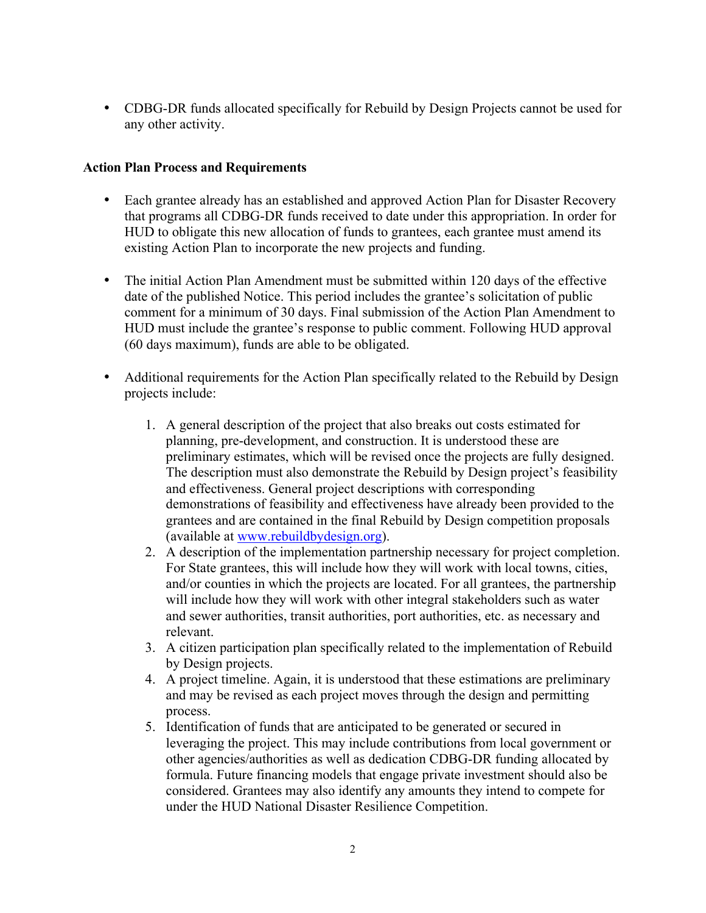- CDBG-DR funds allocated specifically for Rebuild by Design Projects cannot be used for any other activity.

**Action Plan Process and Requirements**

- Each grantee already has an established and approved Action Plan for Disaster Recovery that programs all CDBG-DR funds received to date under this appropriation. In order for HUD to obligate this new allocation of funds to grantees, each grantee must amend its existing Action Plan to incorporate the new projects and funding.

- The initial Action Plan Amendment must be submitted within 120 days of the effective date of the published Notice. This period includes the grantee's solicitation of public comment for a minimum of 30 days. Final submission of the Action Plan Amendment to HUD must include the grantee's response to public comment. Following HUD approval (60 days maximum), funds are able to be obligated.

- Additional requirements for the Action Plan specifically related to the Rebuild by Design projects include:

  1. A general description of the project that also breaks out costs estimated for planning, pre-development, and construction. It is understood these are preliminary estimates, which will be revised once the projects are fully designed. The description must also demonstrate the Rebuild by Design project's feasibility and effectiveness. General project descriptions with corresponding demonstrations of feasibility and effectiveness have already been provided to the grantees and are contained in the final Rebuild by Design competition proposals (available at [www.rebuildbydesign.org](http://www.rebuildbydesign.org)).
  2. A description of the implementation partnership necessary for project completion. For State grantees, this will include how they will work with local towns, cities, and/or counties in which the projects are located. For all grantees, the partnership will include how they will work with other integral stakeholders such as water and sewer authorities, transit authorities, port authorities, etc. as necessary and relevant.
  3. A citizen participation plan specifically related to the implementation of Rebuild by Design projects.
  4. A project timeline. Again, it is understood that these estimations are preliminary and may be revised as each project moves through the design and permitting process.
  5. Identification of funds that are anticipated to be generated or secured in leveraging the project. This may include contributions from local government or other agencies/authorities as well as dedication CDBG-DR funding allocated by formula. Future financing models that engage private investment should also be considered. Grantees may also identify any amounts they intend to compete for under the HUD National Disaster Resilience Competition.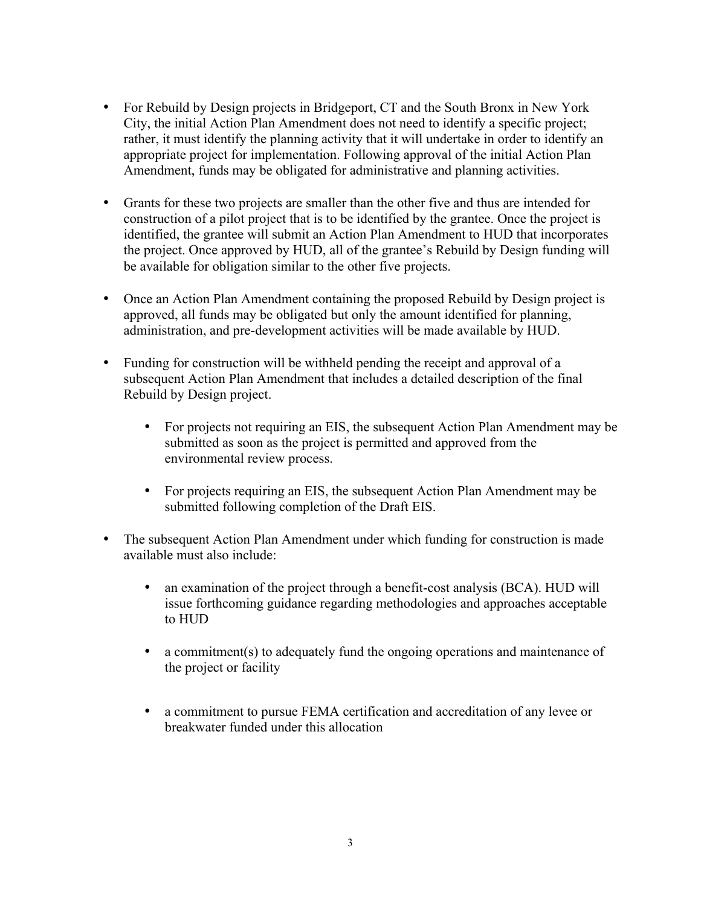- For Rebuild by Design projects in Bridgeport, CT and the South Bronx in New York City, the initial Action Plan Amendment does not need to identify a specific project; rather, it must identify the planning activity that it will undertake in order to identify an appropriate project for implementation. Following approval of the initial Action Plan Amendment, funds may be obligated for administrative and planning activities.

- Grants for these two projects are smaller than the other five and thus are intended for construction of a pilot project that is to be identified by the grantee. Once the project is identified, the grantee will submit an Action Plan Amendment to HUD that incorporates the project. Once approved by HUD, all of the grantee's Rebuild by Design funding will be available for obligation similar to the other five projects.

- Once an Action Plan Amendment containing the proposed Rebuild by Design project is approved, all funds may be obligated but only the amount identified for planning, administration, and pre-development activities will be made available by HUD.

- Funding for construction will be withheld pending the receipt and approval of a subsequent Action Plan Amendment that includes a detailed description of the final Rebuild by Design project.

  - For projects not requiring an EIS, the subsequent Action Plan Amendment may be submitted as soon as the project is permitted and approved from the environmental review process.

  - For projects requiring an EIS, the subsequent Action Plan Amendment may be submitted following completion of the Draft EIS.

- The subsequent Action Plan Amendment under which funding for construction is made available must also include:

  - an examination of the project through a benefit-cost analysis (BCA). HUD will issue forthcoming guidance regarding methodologies and approaches acceptable to HUD

  - a commitment(s) to adequately fund the ongoing operations and maintenance of the project or facility

  - a commitment to pursue FEMA certification and accreditation of any levee or breakwater funded under this allocation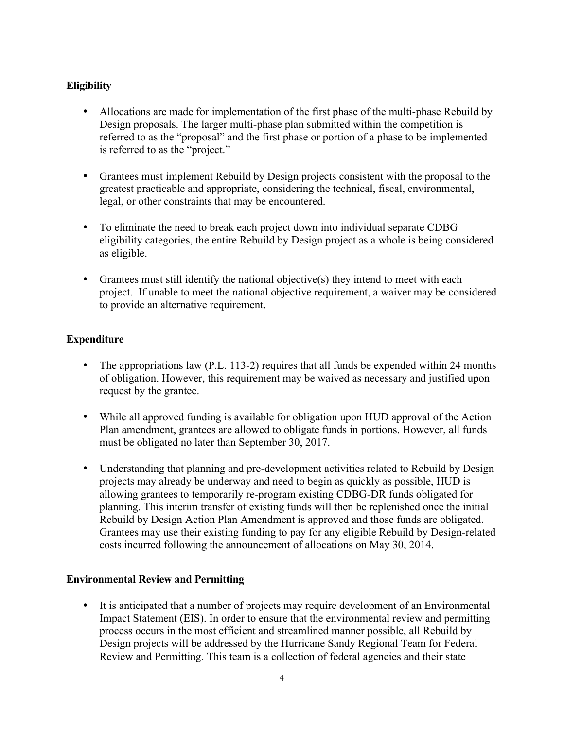**Eligibility**

- Allocations are made for implementation of the first phase of the multi-phase Rebuild by Design proposals. The larger multi-phase plan submitted within the competition is referred to as the "proposal" and the first phase or portion of a phase to be implemented is referred to as the "project."

- Grantees must implement Rebuild by Design projects consistent with the proposal to the greatest practicable and appropriate, considering the technical, fiscal, environmental, legal, or other constraints that may be encountered.

- To eliminate the need to break each project down into individual separate CDBG eligibility categories, the entire Rebuild by Design project as a whole is being considered as eligible.

- Grantees must still identify the national objective(s) they intend to meet with each project. If unable to meet the national objective requirement, a waiver may be considered to provide an alternative requirement.

**Expenditure**

- The appropriations law (P.L. 113-2) requires that all funds be expended within 24 months of obligation. However, this requirement may be waived as necessary and justified upon request by the grantee.

- While all approved funding is available for obligation upon HUD approval of the Action Plan amendment, grantees are allowed to obligate funds in portions. However, all funds must be obligated no later than September 30, 2017.

- Understanding that planning and pre-development activities related to Rebuild by Design projects may already be underway and need to begin as quickly as possible, HUD is allowing grantees to temporarily re-program existing CDBG-DR funds obligated for planning. This interim transfer of existing funds will then be replenished once the initial Rebuild by Design Action Plan Amendment is approved and those funds are obligated. Grantees may use their existing funding to pay for any eligible Rebuild by Design-related costs incurred following the announcement of allocations on May 30, 2014.

**Environmental Review and Permitting**

- It is anticipated that a number of projects may require development of an Environmental Impact Statement (EIS). In order to ensure that the environmental review and permitting process occurs in the most efficient and streamlined manner possible, all Rebuild by Design projects will be addressed by the Hurricane Sandy Regional Team for Federal Review and Permitting. This team is a collection of federal agencies and their state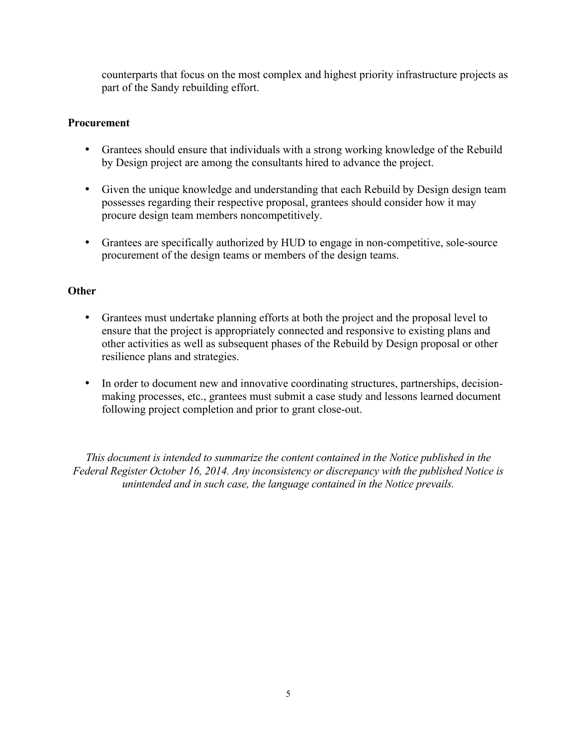counterparts that focus on the most complex and highest priority infrastructure projects as part of the Sandy rebuilding effort.

**Procurement**

- Grantees should ensure that individuals with a strong working knowledge of the Rebuild by Design project are among the consultants hired to advance the project.
- Given the unique knowledge and understanding that each Rebuild by Design design team possesses regarding their respective proposal, grantees should consider how it may procure design team members noncompetitively.
- Grantees are specifically authorized by HUD to engage in non-competitive, sole-source procurement of the design teams or members of the design teams.

**Other**

- Grantees must undertake planning efforts at both the project and the proposal level to ensure that the project is appropriately connected and responsive to existing plans and other activities as well as subsequent phases of the Rebuild by Design proposal or other resilience plans and strategies.
- In order to document new and innovative coordinating structures, partnerships, decision-making processes, etc., grantees must submit a case study and lessons learned document following project completion and prior to grant close-out.

*This document is intended to summarize the content contained in the Notice published in the Federal Register October 16, 2014. Any inconsistency or discrepancy with the published Notice is unintended and in such case, the language contained in the Notice prevails.*